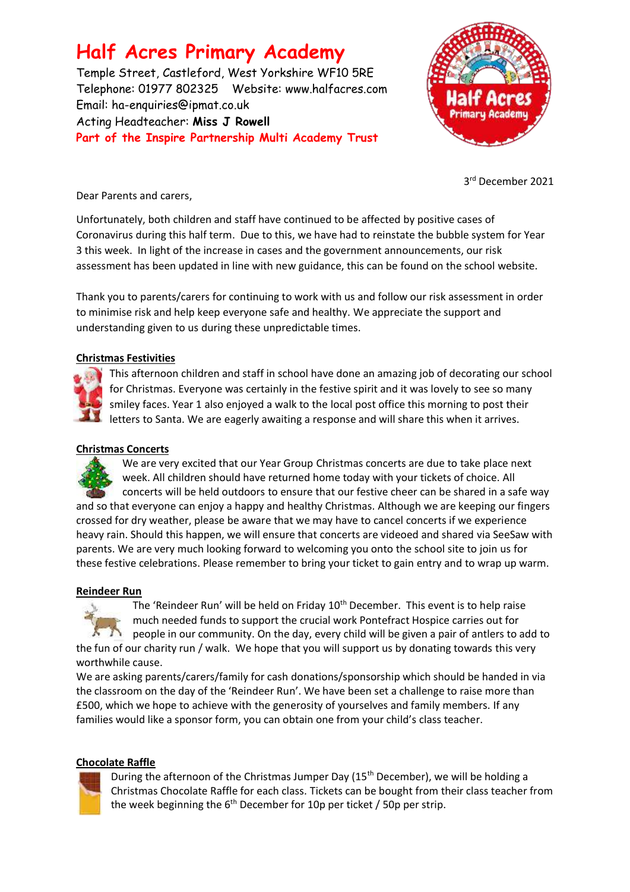# Half Acres Primary Academy

Temple Street, Castleford, West Yorkshire WF10 5RE
Telephone: 01977 802325 Website: www.halfacres.com
Email: ha-enquiries@ipmat.co.uk
Acting Headteacher: **Miss J Rowell**
**Part of the Inspire Partnership Multi Academy Trust**

3rd December 2021

Dear Parents and carers,

Unfortunately, both children and staff have continued to be affected by positive cases of Coronavirus during this half term. Due to this, we have had to reinstate the bubble system for Year 3 this week. In light of the increase in cases and the government announcements, our risk assessment has been updated in line with new guidance, this can be found on the school website.

Thank you to parents/carers for continuing to work with us and follow our risk assessment in order to minimise risk and help keep everyone safe and healthy. We appreciate the support and understanding given to us during these unpredictable times.

## Christmas Festivities

This afternoon children and staff in school have done an amazing job of decorating our school for Christmas. Everyone was certainly in the festive spirit and it was lovely to see so many smiley faces. Year 1 also enjoyed a walk to the local post office this morning to post their letters to Santa. We are eagerly awaiting a response and will share this when it arrives.

## Christmas Concerts

We are very excited that our Year Group Christmas concerts are due to take place next week. All children should have returned home today with your tickets of choice. All concerts will be held outdoors to ensure that our festive cheer can be shared in a safe way and so that everyone can enjoy a happy and healthy Christmas. Although we are keeping our fingers crossed for dry weather, please be aware that we may have to cancel concerts if we experience heavy rain. Should this happen, we will ensure that concerts are videoed and shared via SeeSaw with parents. We are very much looking forward to welcoming you onto the school site to join us for these festive celebrations. Please remember to bring your ticket to gain entry and to wrap up warm.

## Reindeer Run

The 'Reindeer Run' will be held on Friday 10th December. This event is to help raise much needed funds to support the crucial work Pontefract Hospice carries out for people in our community. On the day, every child will be given a pair of antlers to add to the fun of our charity run / walk. We hope that you will support us by donating towards this very worthwhile cause.

We are asking parents/carers/family for cash donations/sponsorship which should be handed in via the classroom on the day of the 'Reindeer Run'. We have been set a challenge to raise more than £500, which we hope to achieve with the generosity of yourselves and family members. If any families would like a sponsor form, you can obtain one from your child's class teacher.

## Chocolate Raffle

During the afternoon of the Christmas Jumper Day (15th December), we will be holding a Christmas Chocolate Raffle for each class. Tickets can be bought from their class teacher from the week beginning the 6th December for 10p per ticket / 50p per strip.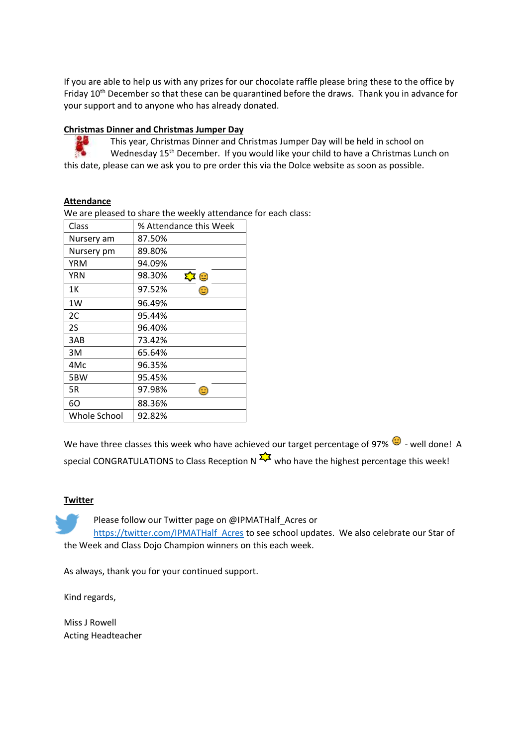If you are able to help us with any prizes for our chocolate raffle please bring these to the office by Friday 10th December so that these can be quarantined before the draws. Thank you in advance for your support and to anyone who has already donated.

**Christmas Dinner and Christmas Jumper Day**

This year, Christmas Dinner and Christmas Jumper Day will be held in school on Wednesday 15th December. If you would like your child to have a Christmas Lunch on this date, please can we ask you to pre order this via the Dolce website as soon as possible.

**Attendance**

We are pleased to share the weekly attendance for each class:

| Class | % Attendance this Week |
|---|---|
| Nursery am | 87.50% |
| Nursery pm | 89.80% |
| YRM | 94.09% |
| YRN | 98.30% |
| 1K | 97.52% |
| 1W | 96.49% |
| 2C | 95.44% |
| 2S | 96.40% |
| 3AB | 73.42% |
| 3M | 65.64% |
| 4Mc | 96.35% |
| 5BW | 95.45% |
| 5R | 97.98% |
| 6O | 88.36% |
| Whole School | 92.82% |

We have three classes this week who have achieved our target percentage of 97% - well done! A special CONGRATULATIONS to Class Reception N who have the highest percentage this week!

**Twitter**

Please follow our Twitter page on @IPMATHalf_Acres or https://twitter.com/IPMATHalf_Acres to see school updates. We also celebrate our Star of the Week and Class Dojo Champion winners on this each week.

As always, thank you for your continued support.

Kind regards,

Miss J Rowell
Acting Headteacher